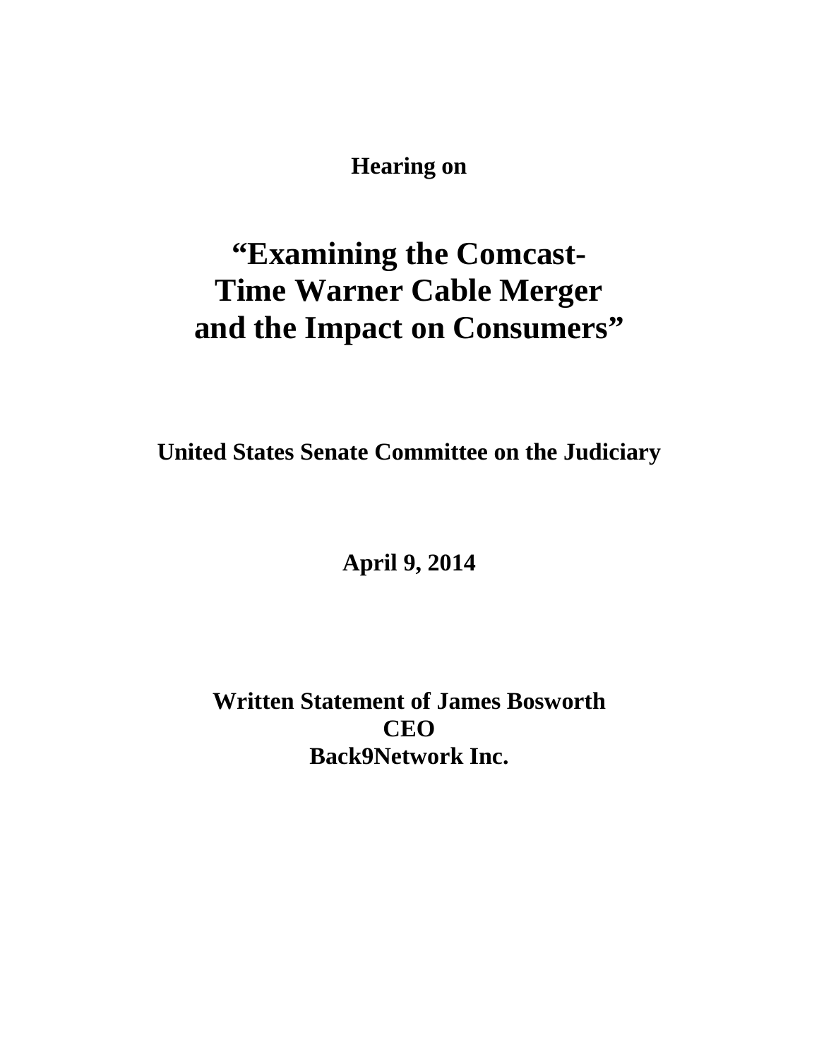**Hearing on**

# "Examining the Comcast-Time Warner Cable Merger and the Impact on Consumers"

**United States Senate Committee on the Judiciary**

**April 9, 2014**

**Written Statement of James Bosworth**
**CEO**
**Back9Network Inc.**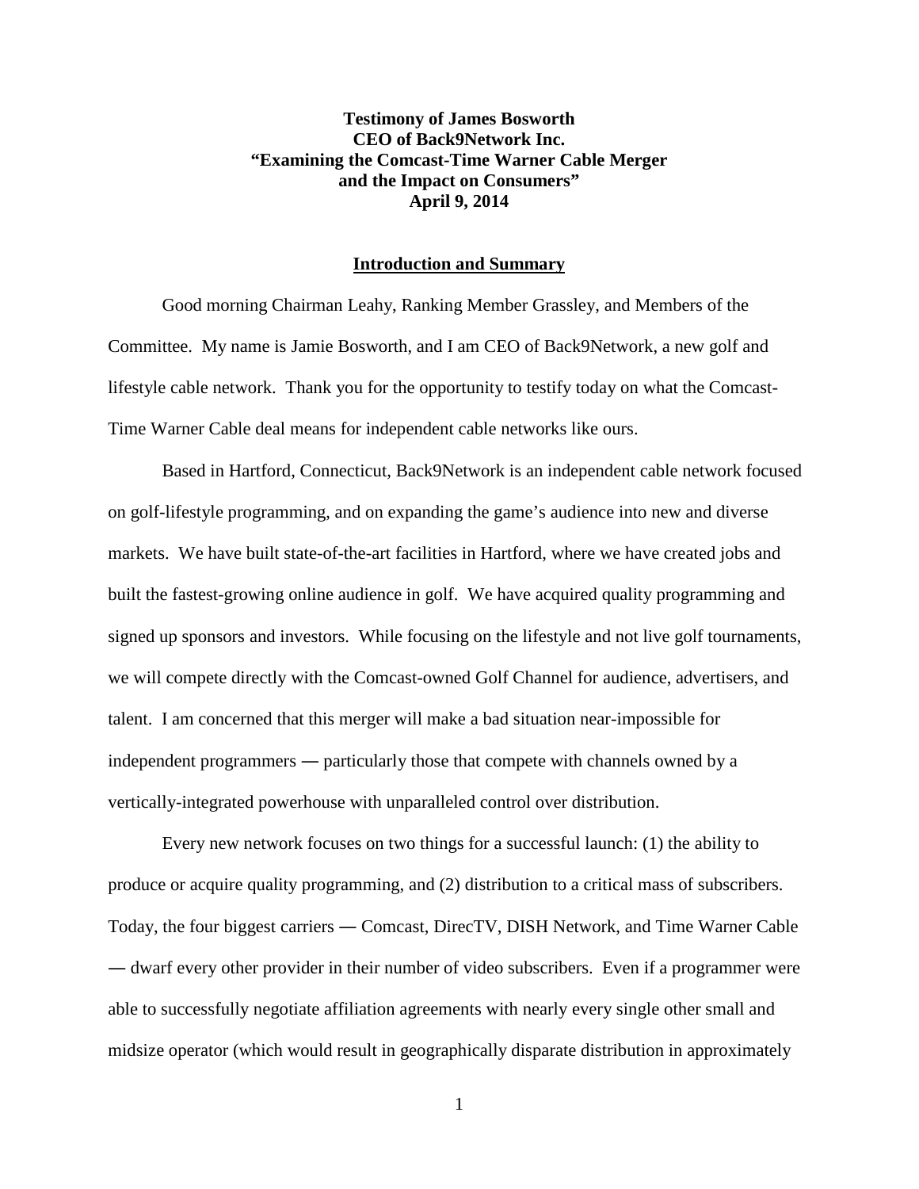**Testimony of James Bosworth**
**CEO of Back9Network Inc.**
**"Examining the Comcast-Time Warner Cable Merger and the Impact on Consumers"**
**April 9, 2014**

## Introduction and Summary

Good morning Chairman Leahy, Ranking Member Grassley, and Members of the Committee. My name is Jamie Bosworth, and I am CEO of Back9Network, a new golf and lifestyle cable network. Thank you for the opportunity to testify today on what the Comcast-Time Warner Cable deal means for independent cable networks like ours.

Based in Hartford, Connecticut, Back9Network is an independent cable network focused on golf-lifestyle programming, and on expanding the game's audience into new and diverse markets. We have built state-of-the-art facilities in Hartford, where we have created jobs and built the fastest-growing online audience in golf. We have acquired quality programming and signed up sponsors and investors. While focusing on the lifestyle and not live golf tournaments, we will compete directly with the Comcast-owned Golf Channel for audience, advertisers, and talent. I am concerned that this merger will make a bad situation near-impossible for independent programmers — particularly those that compete with channels owned by a vertically-integrated powerhouse with unparalleled control over distribution.

Every new network focuses on two things for a successful launch: (1) the ability to produce or acquire quality programming, and (2) distribution to a critical mass of subscribers. Today, the four biggest carriers — Comcast, DirecTV, DISH Network, and Time Warner Cable — dwarf every other provider in their number of video subscribers. Even if a programmer were able to successfully negotiate affiliation agreements with nearly every single other small and midsize operator (which would result in geographically disparate distribution in approximately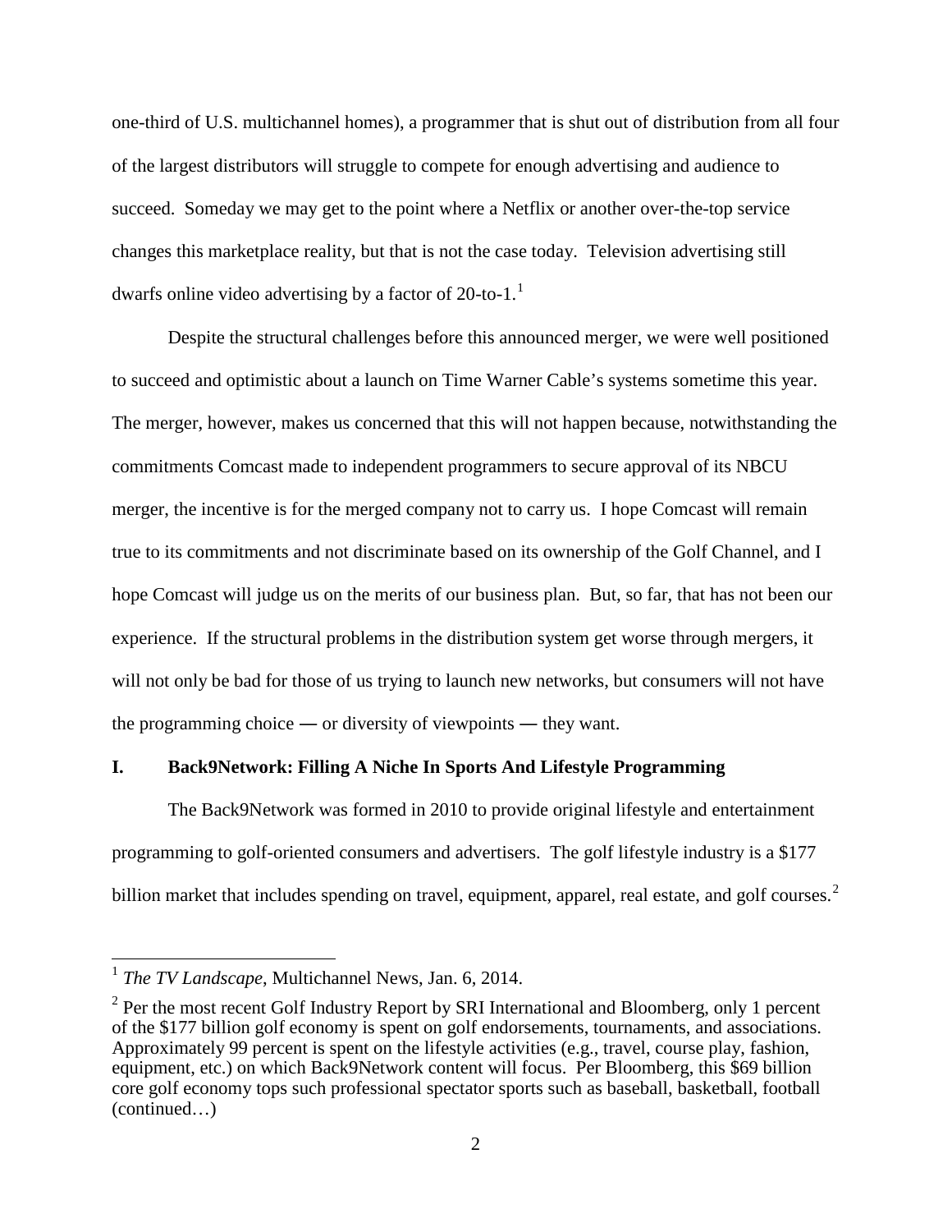one-third of U.S. multichannel homes), a programmer that is shut out of distribution from all four of the largest distributors will struggle to compete for enough advertising and audience to succeed. Someday we may get to the point where a Netflix or another over-the-top service changes this marketplace reality, but that is not the case today. Television advertising still dwarfs online video advertising by a factor of 20-to-1.[1]

Despite the structural challenges before this announced merger, we were well positioned to succeed and optimistic about a launch on Time Warner Cable's systems sometime this year. The merger, however, makes us concerned that this will not happen because, notwithstanding the commitments Comcast made to independent programmers to secure approval of its NBCU merger, the incentive is for the merged company not to carry us. I hope Comcast will remain true to its commitments and not discriminate based on its ownership of the Golf Channel, and I hope Comcast will judge us on the merits of our business plan. But, so far, that has not been our experience. If the structural problems in the distribution system get worse through mergers, it will not only be bad for those of us trying to launch new networks, but consumers will not have the programming choice — or diversity of viewpoints — they want.

## I. Back9Network: Filling A Niche In Sports And Lifestyle Programming

The Back9Network was formed in 2010 to provide original lifestyle and entertainment programming to golf-oriented consumers and advertisers. The golf lifestyle industry is a $177 billion market that includes spending on travel, equipment, apparel, real estate, and golf courses.[2]

---

[1] *The TV Landscape*, Multichannel News, Jan. 6, 2014.

[2] Per the most recent Golf Industry Report by SRI International and Bloomberg, only 1 percent of the $177 billion golf economy is spent on golf endorsements, tournaments, and associations. Approximately 99 percent is spent on the lifestyle activities (e.g., travel, course play, fashion, equipment, etc.) on which Back9Network content will focus. Per Bloomberg, this $69 billion core golf economy tops such professional spectator sports such as baseball, basketball, football (continued…)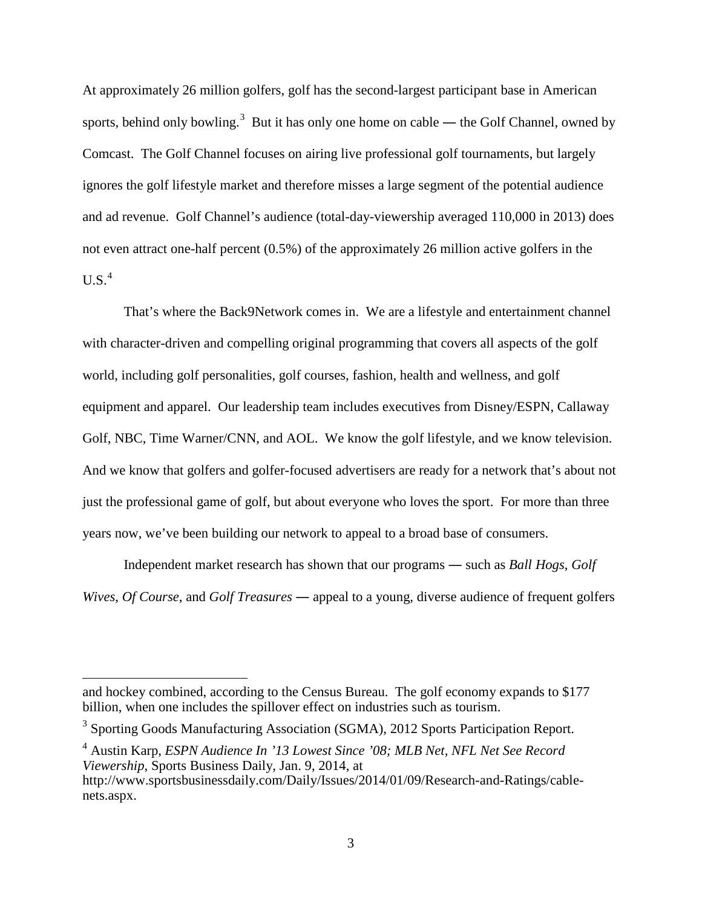At approximately 26 million golfers, golf has the second-largest participant base in American sports, behind only bowling.[3] But it has only one home on cable — the Golf Channel, owned by Comcast. The Golf Channel focuses on airing live professional golf tournaments, but largely ignores the golf lifestyle market and therefore misses a large segment of the potential audience and ad revenue. Golf Channel's audience (total-day-viewership averaged 110,000 in 2013) does not even attract one-half percent (0.5%) of the approximately 26 million active golfers in the U.S.[4]

That's where the Back9Network comes in. We are a lifestyle and entertainment channel with character-driven and compelling original programming that covers all aspects of the golf world, including golf personalities, golf courses, fashion, health and wellness, and golf equipment and apparel. Our leadership team includes executives from Disney/ESPN, Callaway Golf, NBC, Time Warner/CNN, and AOL. We know the golf lifestyle, and we know television. And we know that golfers and golfer-focused advertisers are ready for a network that's about not just the professional game of golf, but about everyone who loves the sport. For more than three years now, we've been building our network to appeal to a broad base of consumers.

Independent market research has shown that our programs — such as *Ball Hogs*, *Golf Wives*, *Of Course*, and *Golf Treasures* — appeal to a young, diverse audience of frequent golfers

---

and hockey combined, according to the Census Bureau. The golf economy expands to $177 billion, when one includes the spillover effect on industries such as tourism.

[3] Sporting Goods Manufacturing Association (SGMA), 2012 Sports Participation Report.

[4] Austin Karp, *ESPN Audience In '13 Lowest Since '08; MLB Net, NFL Net See Record Viewership*, Sports Business Daily, Jan. 9, 2014, at http://www.sportsbusinessdaily.com/Daily/Issues/2014/01/09/Research-and-Ratings/cable-nets.aspx.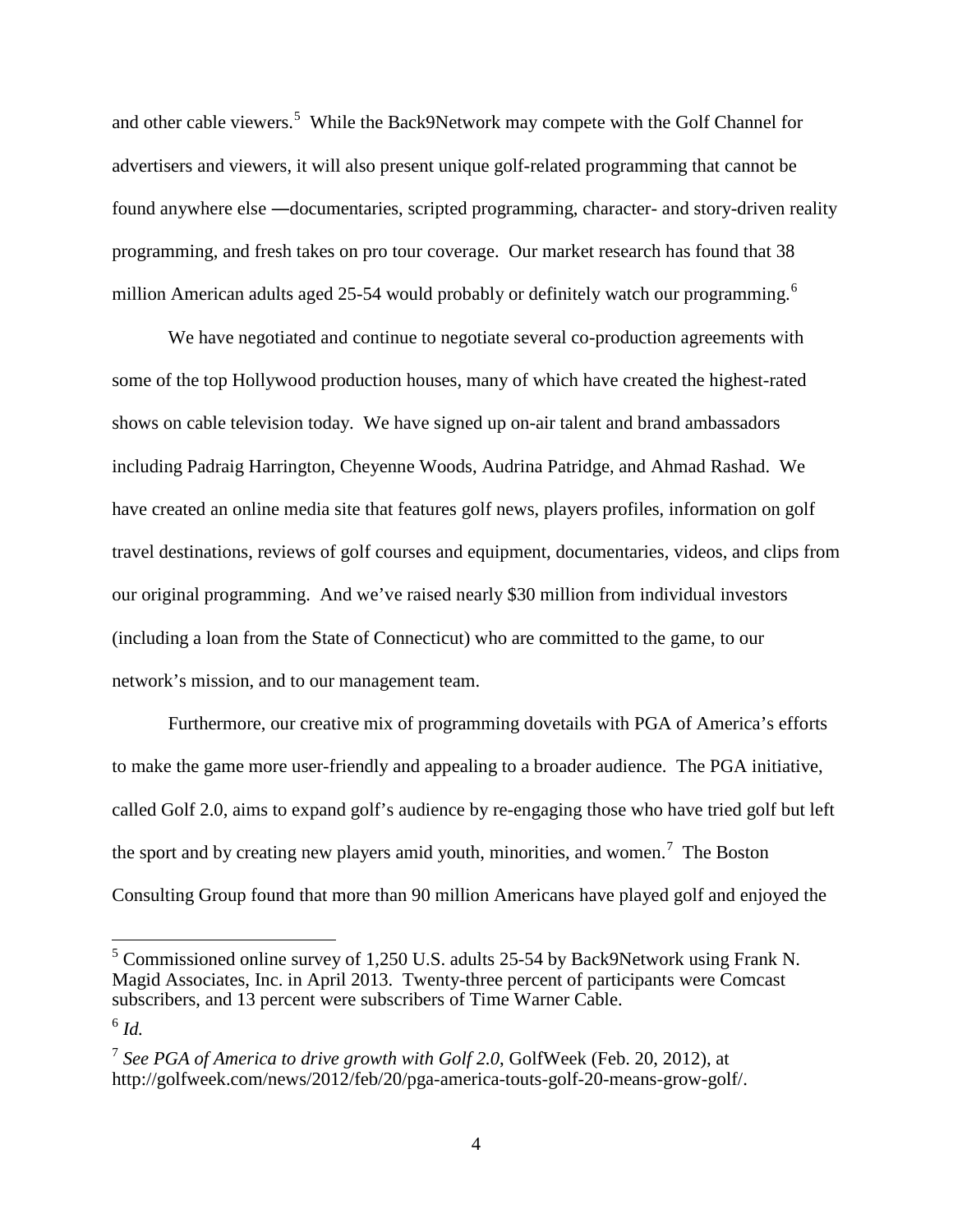and other cable viewers.[5] While the Back9Network may compete with the Golf Channel for advertisers and viewers, it will also present unique golf-related programming that cannot be found anywhere else —documentaries, scripted programming, character- and story-driven reality programming, and fresh takes on pro tour coverage. Our market research has found that 38 million American adults aged 25-54 would probably or definitely watch our programming.[6]

We have negotiated and continue to negotiate several co-production agreements with some of the top Hollywood production houses, many of which have created the highest-rated shows on cable television today. We have signed up on-air talent and brand ambassadors including Padraig Harrington, Cheyenne Woods, Audrina Patridge, and Ahmad Rashad. We have created an online media site that features golf news, players profiles, information on golf travel destinations, reviews of golf courses and equipment, documentaries, videos, and clips from our original programming. And we've raised nearly $30 million from individual investors (including a loan from the State of Connecticut) who are committed to the game, to our network's mission, and to our management team.

Furthermore, our creative mix of programming dovetails with PGA of America's efforts to make the game more user-friendly and appealing to a broader audience. The PGA initiative, called Golf 2.0, aims to expand golf's audience by re-engaging those who have tried golf but left the sport and by creating new players amid youth, minorities, and women.[7] The Boston Consulting Group found that more than 90 million Americans have played golf and enjoyed the

---

[5] Commissioned online survey of 1,250 U.S. adults 25-54 by Back9Network using Frank N. Magid Associates, Inc. in April 2013. Twenty-three percent of participants were Comcast subscribers, and 13 percent were subscribers of Time Warner Cable.

[6] *Id.*

[7] *See PGA of America to drive growth with Golf 2.0*, GolfWeek (Feb. 20, 2012), at http://golfweek.com/news/2012/feb/20/pga-america-touts-golf-20-means-grow-golf/.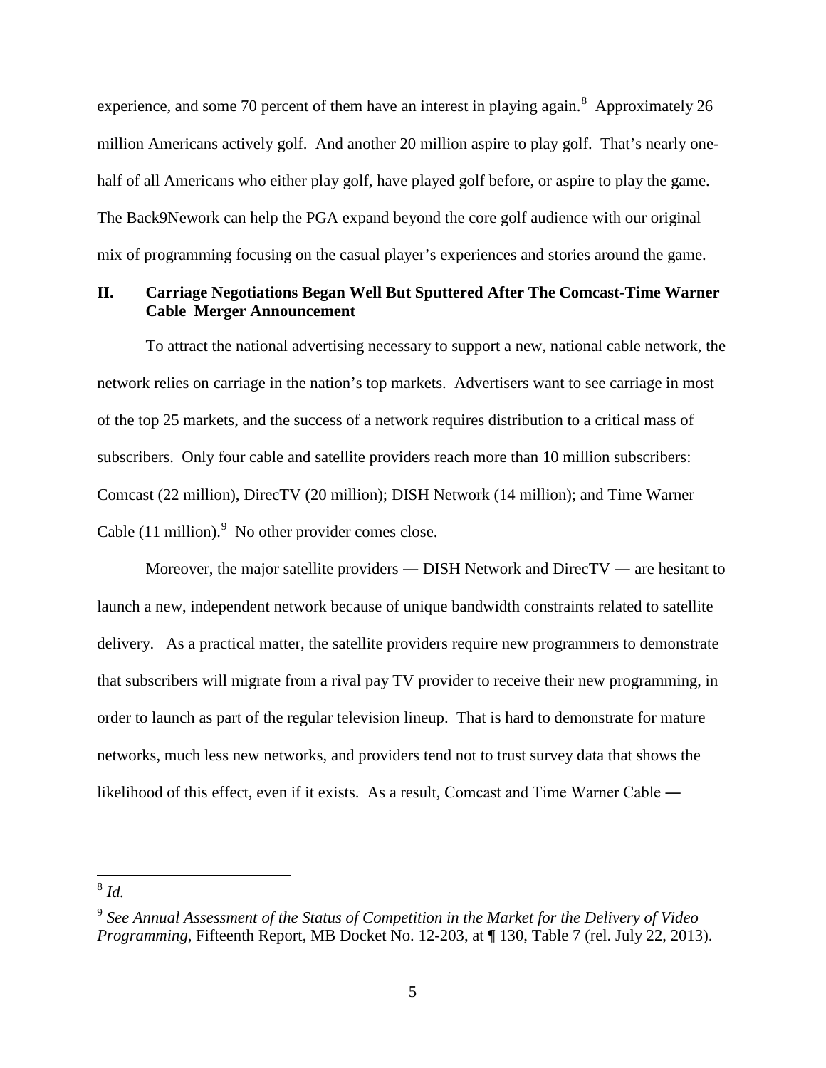experience, and some 70 percent of them have an interest in playing again.[8] Approximately 26 million Americans actively golf. And another 20 million aspire to play golf. That's nearly one-half of all Americans who either play golf, have played golf before, or aspire to play the game. The Back9Nework can help the PGA expand beyond the core golf audience with our original mix of programming focusing on the casual player's experiences and stories around the game.

## II. Carriage Negotiations Began Well But Sputtered After The Comcast-Time Warner Cable Merger Announcement

To attract the national advertising necessary to support a new, national cable network, the network relies on carriage in the nation's top markets. Advertisers want to see carriage in most of the top 25 markets, and the success of a network requires distribution to a critical mass of subscribers. Only four cable and satellite providers reach more than 10 million subscribers: Comcast (22 million), DirecTV (20 million); DISH Network (14 million); and Time Warner Cable (11 million).[9] No other provider comes close.

Moreover, the major satellite providers — DISH Network and DirecTV — are hesitant to launch a new, independent network because of unique bandwidth constraints related to satellite delivery. As a practical matter, the satellite providers require new programmers to demonstrate that subscribers will migrate from a rival pay TV provider to receive their new programming, in order to launch as part of the regular television lineup. That is hard to demonstrate for mature networks, much less new networks, and providers tend not to trust survey data that shows the likelihood of this effect, even if it exists. As a result, Comcast and Time Warner Cable —

---

[8] *Id.*

[9] *See Annual Assessment of the Status of Competition in the Market for the Delivery of Video Programming*, Fifteenth Report, MB Docket No. 12-203, at ¶ 130, Table 7 (rel. July 22, 2013).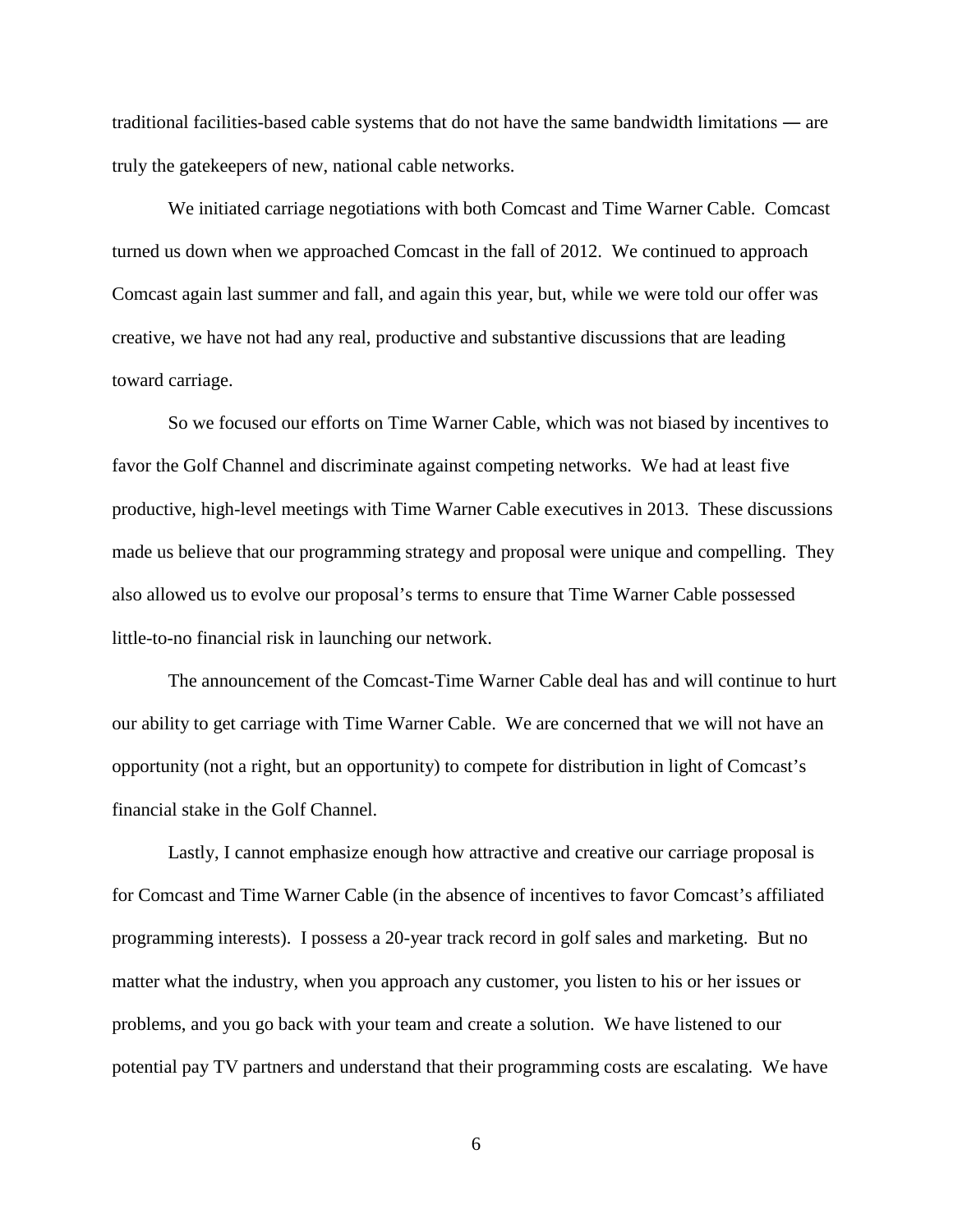traditional facilities-based cable systems that do not have the same bandwidth limitations ― are truly the gatekeepers of new, national cable networks.

We initiated carriage negotiations with both Comcast and Time Warner Cable. Comcast turned us down when we approached Comcast in the fall of 2012. We continued to approach Comcast again last summer and fall, and again this year, but, while we were told our offer was creative, we have not had any real, productive and substantive discussions that are leading toward carriage.

So we focused our efforts on Time Warner Cable, which was not biased by incentives to favor the Golf Channel and discriminate against competing networks. We had at least five productive, high-level meetings with Time Warner Cable executives in 2013. These discussions made us believe that our programming strategy and proposal were unique and compelling. They also allowed us to evolve our proposal's terms to ensure that Time Warner Cable possessed little-to-no financial risk in launching our network.

The announcement of the Comcast-Time Warner Cable deal has and will continue to hurt our ability to get carriage with Time Warner Cable. We are concerned that we will not have an opportunity (not a right, but an opportunity) to compete for distribution in light of Comcast's financial stake in the Golf Channel.

Lastly, I cannot emphasize enough how attractive and creative our carriage proposal is for Comcast and Time Warner Cable (in the absence of incentives to favor Comcast's affiliated programming interests). I possess a 20-year track record in golf sales and marketing. But no matter what the industry, when you approach any customer, you listen to his or her issues or problems, and you go back with your team and create a solution. We have listened to our potential pay TV partners and understand that their programming costs are escalating. We have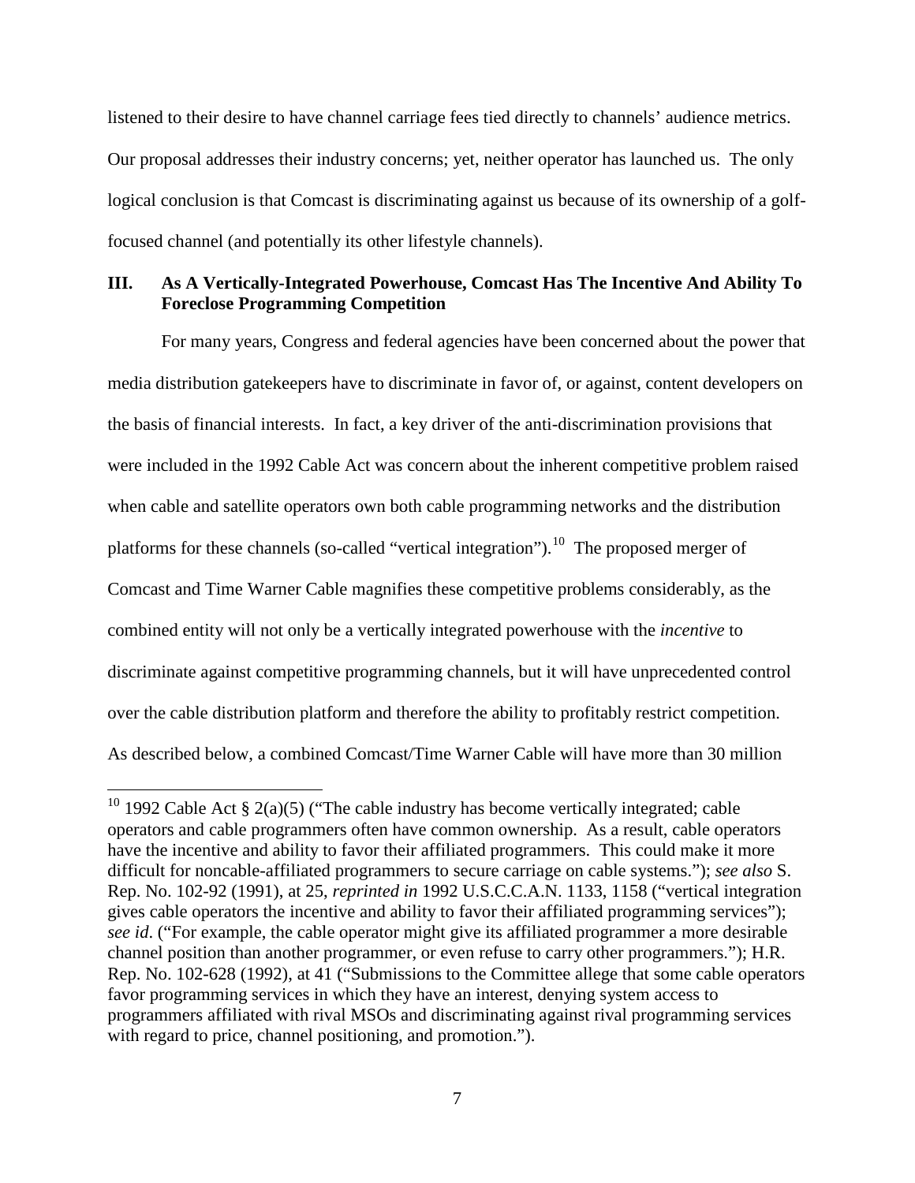listened to their desire to have channel carriage fees tied directly to channels' audience metrics. Our proposal addresses their industry concerns; yet, neither operator has launched us. The only logical conclusion is that Comcast is discriminating against us because of its ownership of a golf-focused channel (and potentially its other lifestyle channels).

## III. As A Vertically-Integrated Powerhouse, Comcast Has The Incentive And Ability To Foreclose Programming Competition

For many years, Congress and federal agencies have been concerned about the power that media distribution gatekeepers have to discriminate in favor of, or against, content developers on the basis of financial interests. In fact, a key driver of the anti-discrimination provisions that were included in the 1992 Cable Act was concern about the inherent competitive problem raised when cable and satellite operators own both cable programming networks and the distribution platforms for these channels (so-called "vertical integration").[10] The proposed merger of Comcast and Time Warner Cable magnifies these competitive problems considerably, as the combined entity will not only be a vertically integrated powerhouse with the *incentive* to discriminate against competitive programming channels, but it will have unprecedented control over the cable distribution platform and therefore the ability to profitably restrict competition. As described below, a combined Comcast/Time Warner Cable will have more than 30 million

---

[10] 1992 Cable Act § 2(a)(5) ("The cable industry has become vertically integrated; cable operators and cable programmers often have common ownership. As a result, cable operators have the incentive and ability to favor their affiliated programmers. This could make it more difficult for noncable-affiliated programmers to secure carriage on cable systems."); *see also* S. Rep. No. 102-92 (1991), at 25, *reprinted in* 1992 U.S.C.C.A.N. 1133, 1158 ("vertical integration gives cable operators the incentive and ability to favor their affiliated programming services"); *see id*. ("For example, the cable operator might give its affiliated programmer a more desirable channel position than another programmer, or even refuse to carry other programmers."); H.R. Rep. No. 102-628 (1992), at 41 ("Submissions to the Committee allege that some cable operators favor programming services in which they have an interest, denying system access to programmers affiliated with rival MSOs and discriminating against rival programming services with regard to price, channel positioning, and promotion.").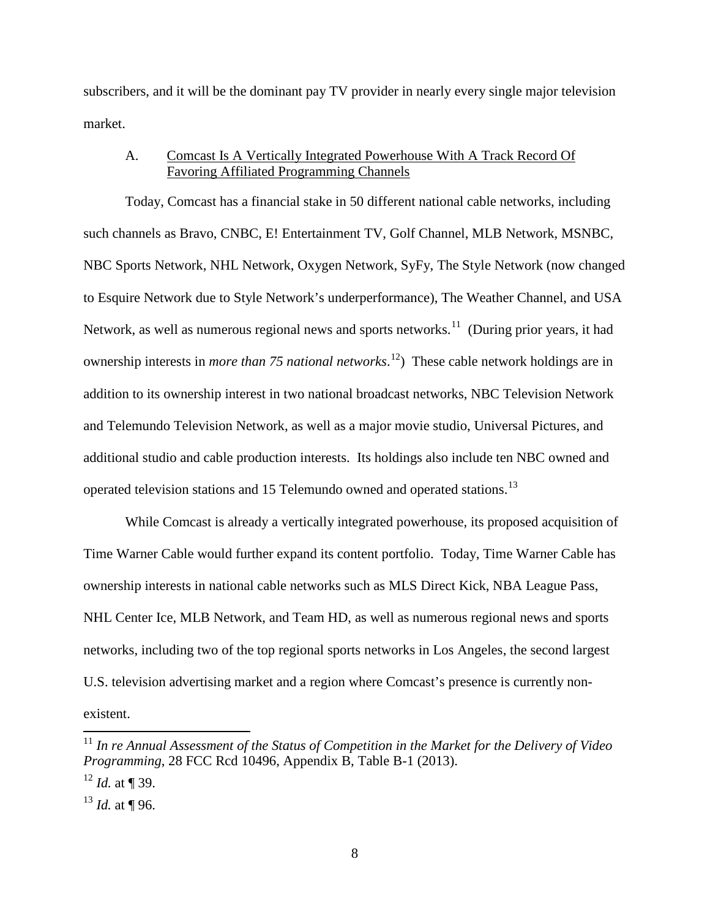subscribers, and it will be the dominant pay TV provider in nearly every single major television market.

### A. Comcast Is A Vertically Integrated Powerhouse With A Track Record Of Favoring Affiliated Programming Channels

Today, Comcast has a financial stake in 50 different national cable networks, including such channels as Bravo, CNBC, E! Entertainment TV, Golf Channel, MLB Network, MSNBC, NBC Sports Network, NHL Network, Oxygen Network, SyFy, The Style Network (now changed to Esquire Network due to Style Network's underperformance), The Weather Channel, and USA Network, as well as numerous regional news and sports networks.[11] (During prior years, it had ownership interests in *more than 75 national networks*.[12]) These cable network holdings are in addition to its ownership interest in two national broadcast networks, NBC Television Network and Telemundo Television Network, as well as a major movie studio, Universal Pictures, and additional studio and cable production interests. Its holdings also include ten NBC owned and operated television stations and 15 Telemundo owned and operated stations.[13]

While Comcast is already a vertically integrated powerhouse, its proposed acquisition of Time Warner Cable would further expand its content portfolio. Today, Time Warner Cable has ownership interests in national cable networks such as MLS Direct Kick, NBA League Pass, NHL Center Ice, MLB Network, and Team HD, as well as numerous regional news and sports networks, including two of the top regional sports networks in Los Angeles, the second largest U.S. television advertising market and a region where Comcast's presence is currently non-existent.

---

[11] *In re Annual Assessment of the Status of Competition in the Market for the Delivery of Video Programming*, 28 FCC Rcd 10496, Appendix B, Table B-1 (2013).

[12] *Id.* at ¶ 39.

[13] *Id.* at ¶ 96.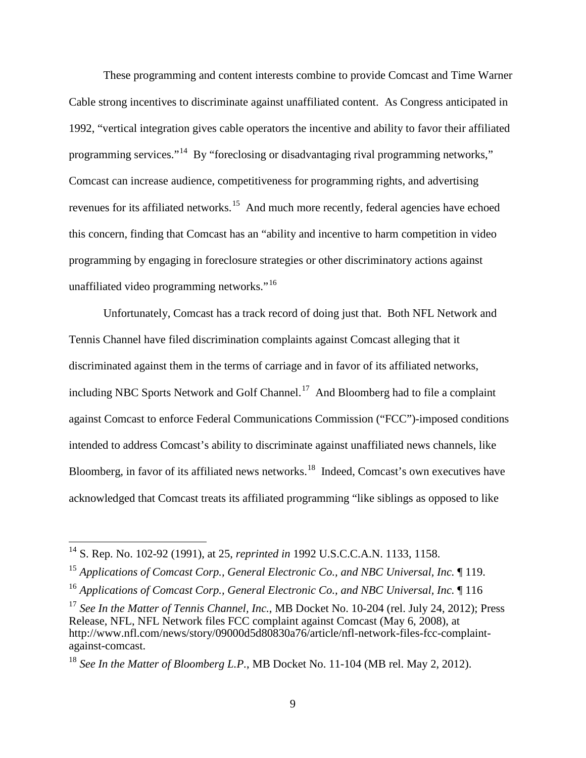These programming and content interests combine to provide Comcast and Time Warner Cable strong incentives to discriminate against unaffiliated content. As Congress anticipated in 1992, "vertical integration gives cable operators the incentive and ability to favor their affiliated programming services."[14] By "foreclosing or disadvantaging rival programming networks," Comcast can increase audience, competitiveness for programming rights, and advertising revenues for its affiliated networks.[15] And much more recently, federal agencies have echoed this concern, finding that Comcast has an "ability and incentive to harm competition in video programming by engaging in foreclosure strategies or other discriminatory actions against unaffiliated video programming networks."[16]

Unfortunately, Comcast has a track record of doing just that. Both NFL Network and Tennis Channel have filed discrimination complaints against Comcast alleging that it discriminated against them in the terms of carriage and in favor of its affiliated networks, including NBC Sports Network and Golf Channel.[17] And Bloomberg had to file a complaint against Comcast to enforce Federal Communications Commission ("FCC")-imposed conditions intended to address Comcast's ability to discriminate against unaffiliated news channels, like Bloomberg, in favor of its affiliated news networks.[18] Indeed, Comcast's own executives have acknowledged that Comcast treats its affiliated programming "like siblings as opposed to like

---

[14] S. Rep. No. 102-92 (1991), at 25, *reprinted in* 1992 U.S.C.C.A.N. 1133, 1158.

[15] *Applications of Comcast Corp., General Electronic Co., and NBC Universal, Inc.* ¶ 119.

[16] *Applications of Comcast Corp., General Electronic Co., and NBC Universal, Inc.* ¶ 116

[17] *See In the Matter of Tennis Channel, Inc.*, MB Docket No. 10-204 (rel. July 24, 2012); Press Release, NFL, NFL Network files FCC complaint against Comcast (May 6, 2008), at http://www.nfl.com/news/story/09000d5d80830a76/article/nfl-network-files-fcc-complaint-against-comcast.

[18] *See In the Matter of Bloomberg L.P.*, MB Docket No. 11-104 (MB rel. May 2, 2012).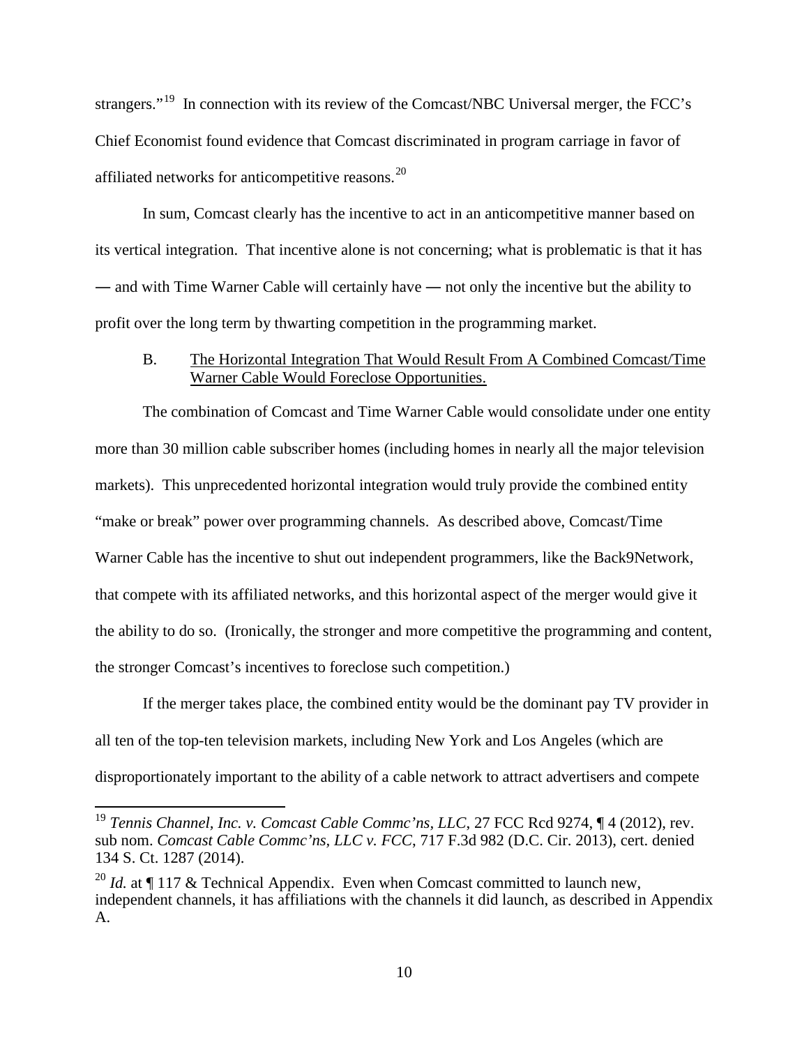strangers."[19] In connection with its review of the Comcast/NBC Universal merger, the FCC's Chief Economist found evidence that Comcast discriminated in program carriage in favor of affiliated networks for anticompetitive reasons.[20]

In sum, Comcast clearly has the incentive to act in an anticompetitive manner based on its vertical integration. That incentive alone is not concerning; what is problematic is that it has — and with Time Warner Cable will certainly have — not only the incentive but the ability to profit over the long term by thwarting competition in the programming market.

### B. The Horizontal Integration That Would Result From A Combined Comcast/Time Warner Cable Would Foreclose Opportunities.

The combination of Comcast and Time Warner Cable would consolidate under one entity more than 30 million cable subscriber homes (including homes in nearly all the major television markets). This unprecedented horizontal integration would truly provide the combined entity "make or break" power over programming channels. As described above, Comcast/Time Warner Cable has the incentive to shut out independent programmers, like the Back9Network, that compete with its affiliated networks, and this horizontal aspect of the merger would give it the ability to do so. (Ironically, the stronger and more competitive the programming and content, the stronger Comcast's incentives to foreclose such competition.)

If the merger takes place, the combined entity would be the dominant pay TV provider in all ten of the top-ten television markets, including New York and Los Angeles (which are disproportionately important to the ability of a cable network to attract advertisers and compete

---

[19] *Tennis Channel, Inc. v. Comcast Cable Commc'ns, LLC*, 27 FCC Rcd 9274, ¶ 4 (2012), rev. sub nom. *Comcast Cable Commc'ns, LLC v. FCC*, 717 F.3d 982 (D.C. Cir. 2013), cert. denied 134 S. Ct. 1287 (2014).

[20] *Id.* at ¶ 117 & Technical Appendix. Even when Comcast committed to launch new, independent channels, it has affiliations with the channels it did launch, as described in Appendix A.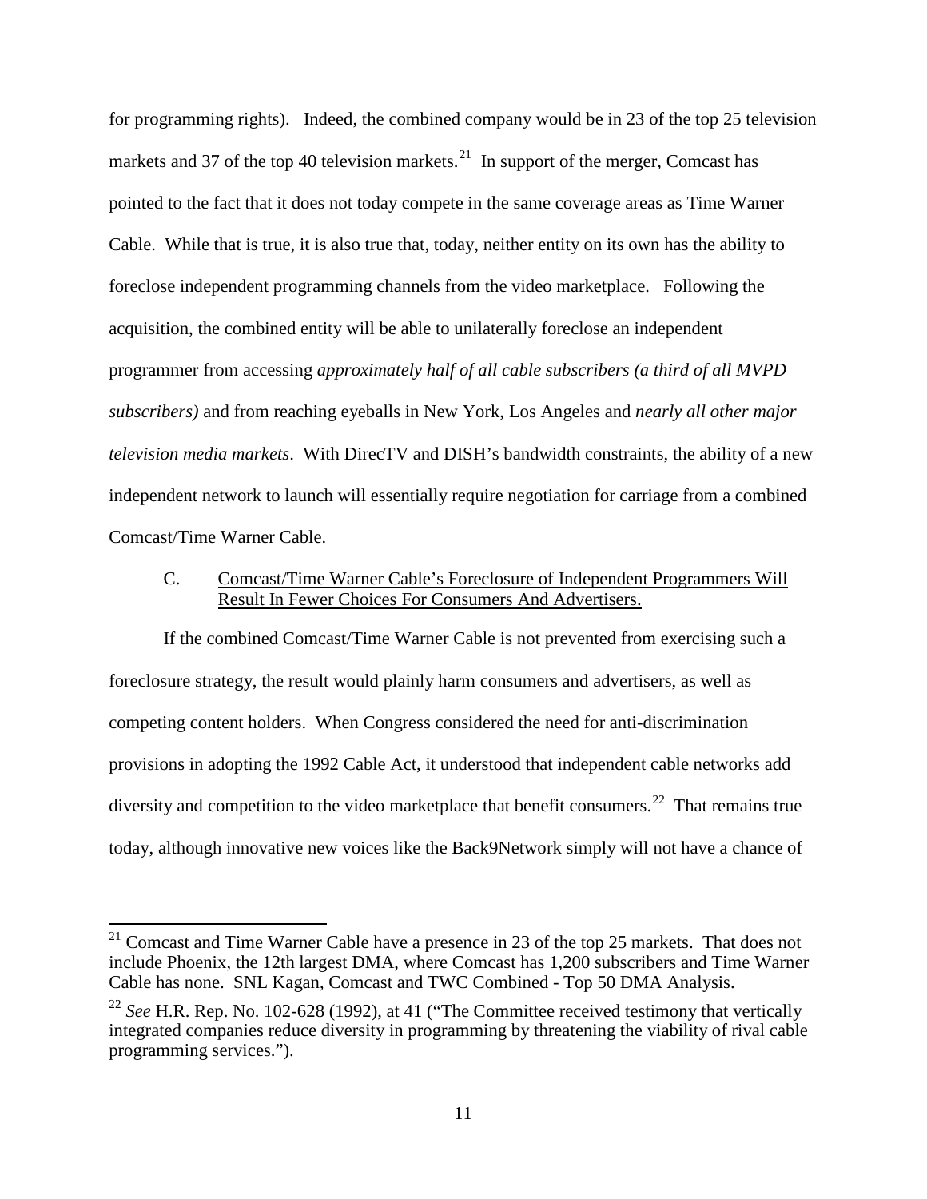for programming rights). Indeed, the combined company would be in 23 of the top 25 television markets and 37 of the top 40 television markets.[21] In support of the merger, Comcast has pointed to the fact that it does not today compete in the same coverage areas as Time Warner Cable. While that is true, it is also true that, today, neither entity on its own has the ability to foreclose independent programming channels from the video marketplace. Following the acquisition, the combined entity will be able to unilaterally foreclose an independent programmer from accessing *approximately half of all cable subscribers (a third of all MVPD subscribers)* and from reaching eyeballs in New York, Los Angeles and *nearly all other major television media markets*. With DirecTV and DISH's bandwidth constraints, the ability of a new independent network to launch will essentially require negotiation for carriage from a combined Comcast/Time Warner Cable.

### C. Comcast/Time Warner Cable's Foreclosure of Independent Programmers Will Result In Fewer Choices For Consumers And Advertisers.

If the combined Comcast/Time Warner Cable is not prevented from exercising such a foreclosure strategy, the result would plainly harm consumers and advertisers, as well as competing content holders. When Congress considered the need for anti-discrimination provisions in adopting the 1992 Cable Act, it understood that independent cable networks add diversity and competition to the video marketplace that benefit consumers.[22] That remains true today, although innovative new voices like the Back9Network simply will not have a chance of

---

[21] Comcast and Time Warner Cable have a presence in 23 of the top 25 markets. That does not include Phoenix, the 12th largest DMA, where Comcast has 1,200 subscribers and Time Warner Cable has none. SNL Kagan, Comcast and TWC Combined - Top 50 DMA Analysis.

[22] *See* H.R. Rep. No. 102-628 (1992), at 41 ("The Committee received testimony that vertically integrated companies reduce diversity in programming by threatening the viability of rival cable programming services.").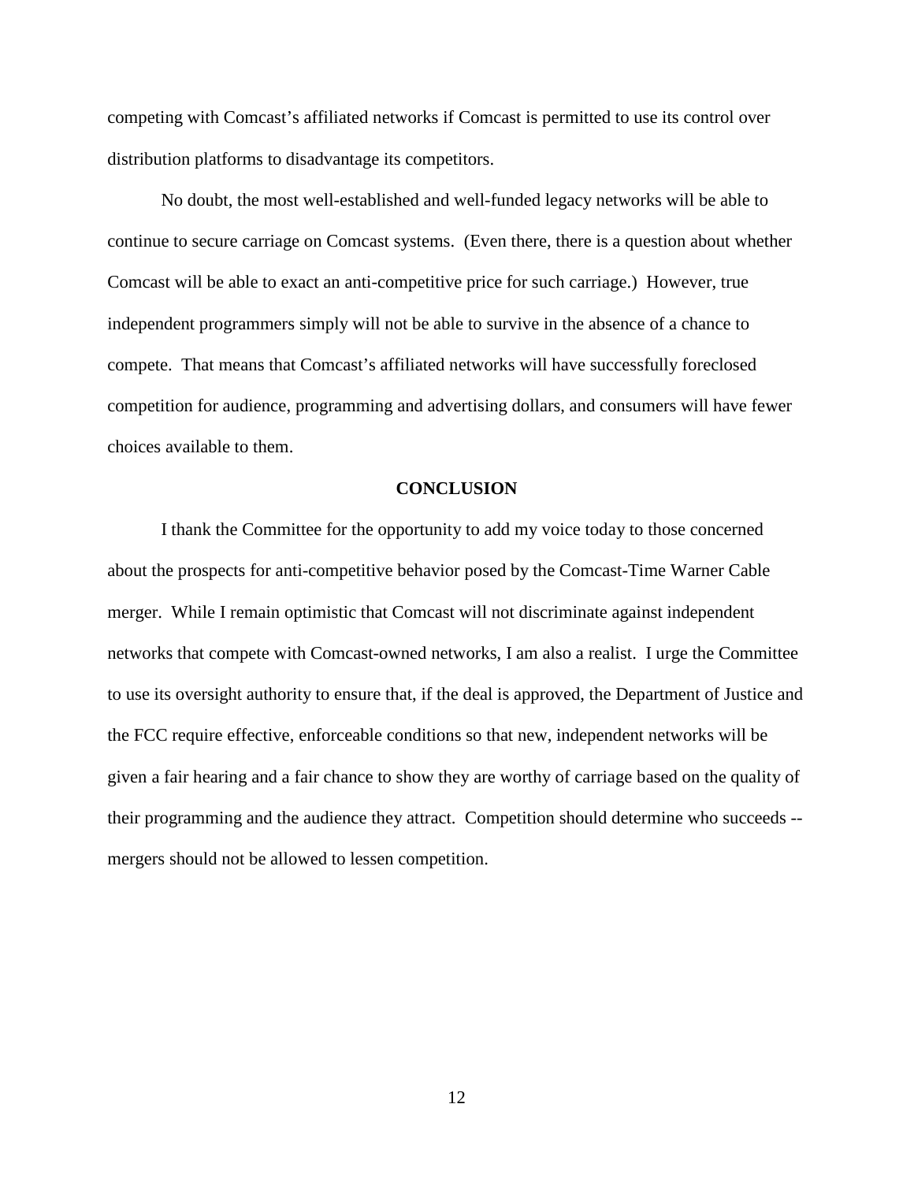competing with Comcast's affiliated networks if Comcast is permitted to use its control over distribution platforms to disadvantage its competitors.

No doubt, the most well-established and well-funded legacy networks will be able to continue to secure carriage on Comcast systems. (Even there, there is a question about whether Comcast will be able to exact an anti-competitive price for such carriage.) However, true independent programmers simply will not be able to survive in the absence of a chance to compete. That means that Comcast's affiliated networks will have successfully foreclosed competition for audience, programming and advertising dollars, and consumers will have fewer choices available to them.

## CONCLUSION

I thank the Committee for the opportunity to add my voice today to those concerned about the prospects for anti-competitive behavior posed by the Comcast-Time Warner Cable merger. While I remain optimistic that Comcast will not discriminate against independent networks that compete with Comcast-owned networks, I am also a realist. I urge the Committee to use its oversight authority to ensure that, if the deal is approved, the Department of Justice and the FCC require effective, enforceable conditions so that new, independent networks will be given a fair hearing and a fair chance to show they are worthy of carriage based on the quality of their programming and the audience they attract. Competition should determine who succeeds -- mergers should not be allowed to lessen competition.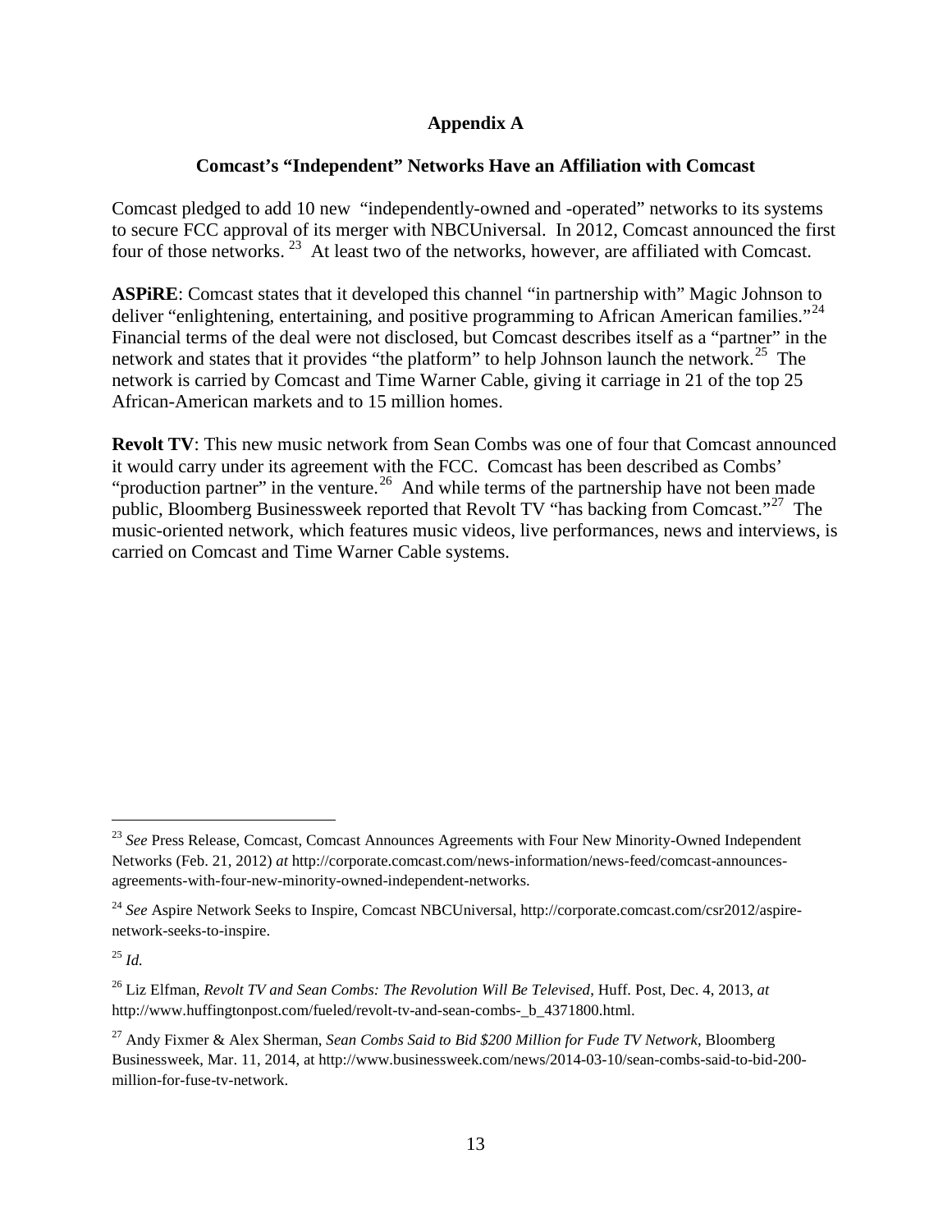**Appendix A**

**Comcast's "Independent" Networks Have an Affiliation with Comcast**

Comcast pledged to add 10 new "independently-owned and -operated" networks to its systems to secure FCC approval of its merger with NBCUniversal. In 2012, Comcast announced the first four of those networks.[23] At least two of the networks, however, are affiliated with Comcast.

**ASPiRE**: Comcast states that it developed this channel "in partnership with" Magic Johnson to deliver "enlightening, entertaining, and positive programming to African American families."[24] Financial terms of the deal were not disclosed, but Comcast describes itself as a "partner" in the network and states that it provides "the platform" to help Johnson launch the network.[25] The network is carried by Comcast and Time Warner Cable, giving it carriage in 21 of the top 25 African-American markets and to 15 million homes.

**Revolt TV**: This new music network from Sean Combs was one of four that Comcast announced it would carry under its agreement with the FCC. Comcast has been described as Combs' "production partner" in the venture.[26] And while terms of the partnership have not been made public, Bloomberg Businessweek reported that Revolt TV "has backing from Comcast."[27] The music-oriented network, which features music videos, live performances, news and interviews, is carried on Comcast and Time Warner Cable systems.

---

[23] *See* Press Release, Comcast, Comcast Announces Agreements with Four New Minority-Owned Independent Networks (Feb. 21, 2012) *at* http://corporate.comcast.com/news-information/news-feed/comcast-announces-agreements-with-four-new-minority-owned-independent-networks.

[24] *See* Aspire Network Seeks to Inspire, Comcast NBCUniversal, http://corporate.comcast.com/csr2012/aspire-network-seeks-to-inspire.

[25] *Id.*

[26] Liz Elfman, *Revolt TV and Sean Combs: The Revolution Will Be Televised*, Huff. Post, Dec. 4, 2013, *at* http://www.huffingtonpost.com/fueled/revolt-tv-and-sean-combs-_b_4371800.html.

[27] Andy Fixmer & Alex Sherman, *Sean Combs Said to Bid $200 Million for Fude TV Network*, Bloomberg Businessweek, Mar. 11, 2014, at http://www.businessweek.com/news/2014-03-10/sean-combs-said-to-bid-200-million-for-fuse-tv-network.